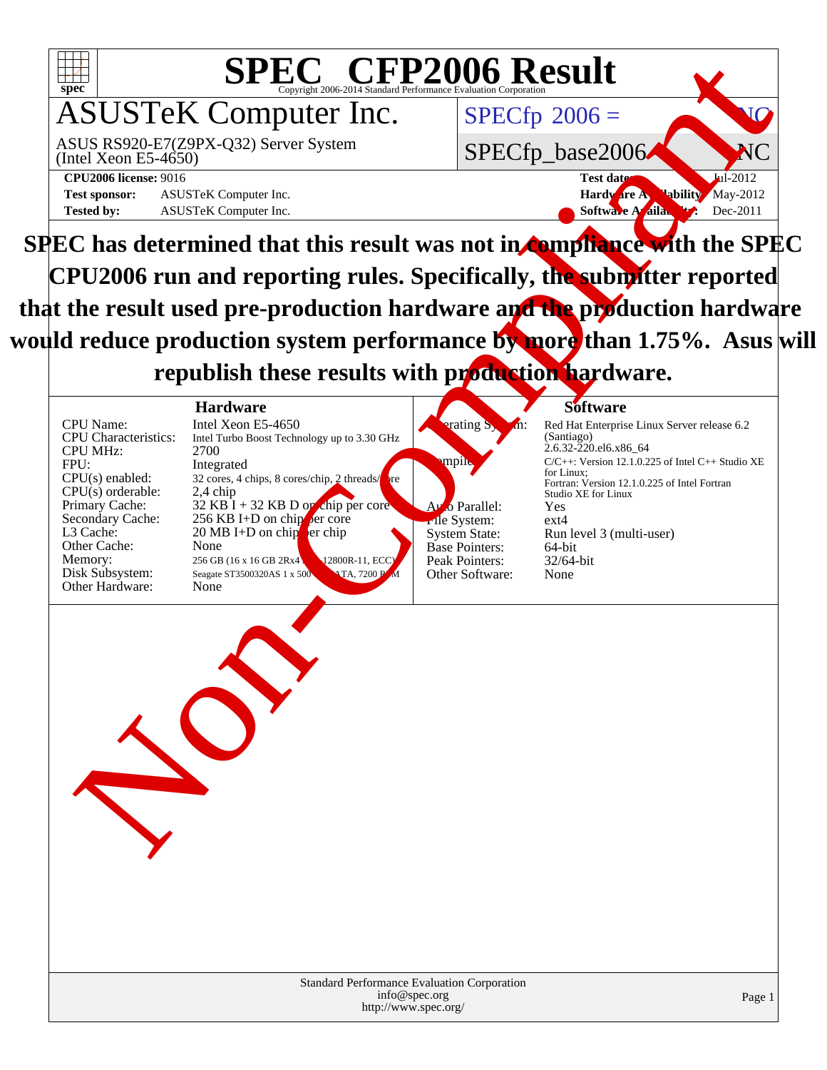# SPEC CFP2006 Result

Copyright 2006-2014 Standard Performance Evaluation Corporation

## ASUSTeK Computer Inc.

ASUS RS920-E7(Z9PX-Q32) Server System
(Intel Xeon E5-4650)

SPECfp 2006 = NC

SPECfp_base2006 = NC

**CPU2006 license:** 9016

**Test sponsor:** ASUSTeK Computer Inc.

**Tested by:** ASUSTeK Computer Inc.

**Test date:** Jul-2012

**Hardware Availability:** May-2012

**Software Availability:** Dec-2011

**SPEC has determined that this result was not in compliance with the SPEC CPU2006 run and reporting rules. Specifically, the submitter reported that the result used pre-production hardware and the production hardware would reduce production system performance by more than 1.75%. Asus will republish these results with production hardware.**

### Hardware

| | |
|---|---|
| CPU Name: | Intel Xeon E5-4650 |
| CPU Characteristics: | Intel Turbo Boost Technology up to 3.30 GHz |
| CPU MHz: | 2700 |
| FPU: | Integrated |
| CPU(s) enabled: | 32 cores, 4 chips, 8 cores/chip, 2 threads/core |
| CPU(s) orderable: | 2,4 chip |
| Primary Cache: | 32 KB I + 32 KB D on chip per core |
| Secondary Cache: | 256 KB I+D on chip per core |
| L3 Cache: | 20 MB I+D on chip per chip |
| Other Cache: | None |
| Memory: | 256 GB (16 x 16 GB 2Rx4 PC3-12800R-11, ECC) |
| Disk Subsystem: | Seagate ST3500320AS 1 x 500 GB SATA, 7200 RPM |
| Other Hardware: | None |

### Software

| | |
|---|---|
| Operating System: | Red Hat Enterprise Linux Server release 6.2 (Santiago) 2.6.32-220.el6.x86_64 |
| Compiler: | C/C++: Version 12.1.0.225 of Intel C++ Studio XE for Linux; Fortran: Version 12.1.0.225 of Intel Fortran Studio XE for Linux |
| Auto Parallel: | Yes |
| File System: | ext4 |
| System State: | Run level 3 (multi-user) |
| Base Pointers: | 64-bit |
| Peak Pointers: | 32/64-bit |
| Other Software: | None |

Standard Performance Evaluation Corporation
info@spec.org
http://www.spec.org/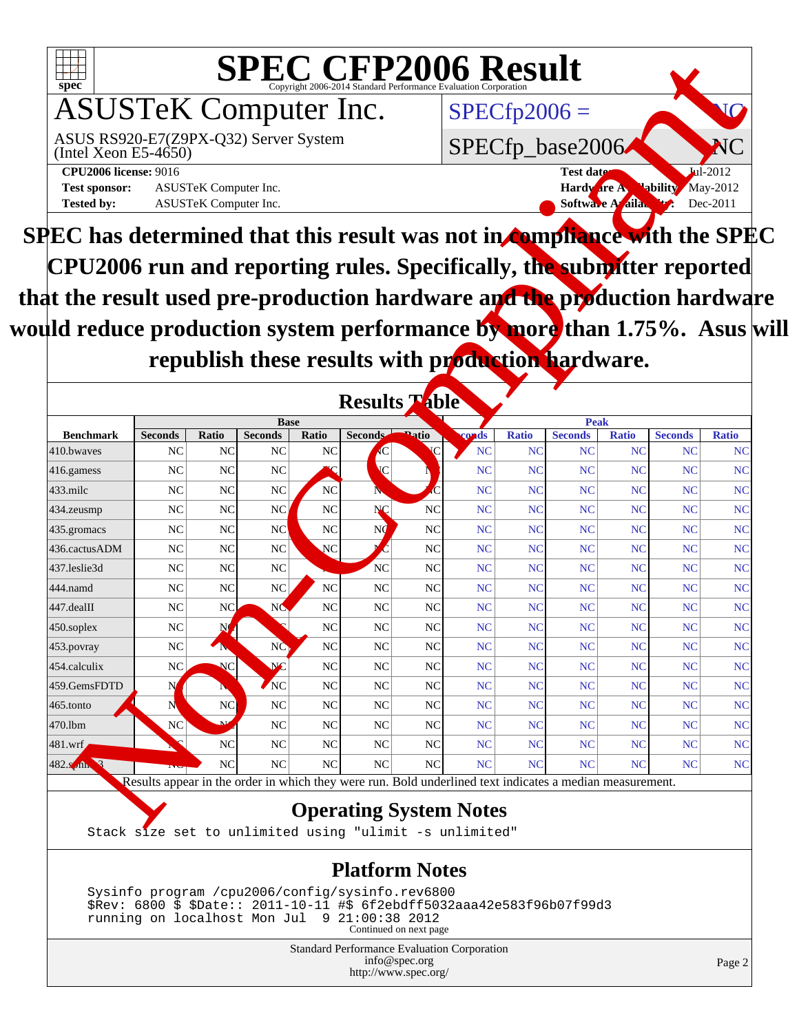# SPEC CFP2006 Result

Copyright 2006-2014 Standard Performance Evaluation Corporation

## ASUSTeK Computer Inc.

ASUS RS920-E7(Z9PX-Q32) Server System (Intel Xeon E5-4650)

SPECfp2006 = NC

SPECfp_base2006 = NC

**CPU2006 license:** 9016
**Test sponsor:** ASUSTeK Computer Inc.
**Tested by:** ASUSTeK Computer Inc.

**Test date:** Jul-2012
**Hardware Availability:** May-2012
**Software Availability:** Dec-2011

**SPEC has determined that this result was not in compliance with the SPEC CPU2006 run and reporting rules. Specifically, the submitter reported that the result used pre-production hardware and the production hardware would reduce production system performance by more than 1.75%. Asus will republish these results with production hardware.**

## Results Table

| Benchmark | Base | | | | | | Peak | | | | | |
|---|---|---|---|---|---|---|---|---|---|---|---|---|
| | Seconds | Ratio | Seconds | Ratio | Seconds | Ratio | Seconds | Ratio | Seconds | Ratio | Seconds | Ratio |
| 410.bwaves | NC | NC | NC | NC | NC | NC | NC | NC | NC | NC | NC | NC |
| 416.gamess | NC | NC | NC | NC | NC | NC | NC | NC | NC | NC | NC | NC |
| 433.milc | NC | NC | NC | NC | NC | NC | NC | NC | NC | NC | NC | NC |
| 434.zeusmp | NC | NC | NC | NC | NC | NC | NC | NC | NC | NC | NC | NC |
| 435.gromacs | NC | NC | NC | NC | NC | NC | NC | NC | NC | NC | NC | NC |
| 436.cactusADM | NC | NC | NC | NC | NC | NC | NC | NC | NC | NC | NC | NC |
| 437.leslie3d | NC | NC | NC | NC | NC | NC | NC | NC | NC | NC | NC | NC |
| 444.namd | NC | NC | NC | NC | NC | NC | NC | NC | NC | NC | NC | NC |
| 447.dealII | NC | NC | NC | NC | NC | NC | NC | NC | NC | NC | NC | NC |
| 450.soplex | NC | NC | NC | NC | NC | NC | NC | NC | NC | NC | NC | NC |
| 453.povray | NC | NC | NC | NC | NC | NC | NC | NC | NC | NC | NC | NC |
| 454.calculix | NC | NC | NC | NC | NC | NC | NC | NC | NC | NC | NC | NC |
| 459.GemsFDTD | NC | NC | NC | NC | NC | NC | NC | NC | NC | NC | NC | NC |
| 465.tonto | NC | NC | NC | NC | NC | NC | NC | NC | NC | NC | NC | NC |
| 470.lbm | NC | NC | NC | NC | NC | NC | NC | NC | NC | NC | NC | NC |
| 481.wrf | NC | NC | NC | NC | NC | NC | NC | NC | NC | NC | NC | NC |
| 482.sphinx3 | NC | NC | NC | NC | NC | NC | NC | NC | NC | NC | NC | NC |

Results appear in the order in which they were run. Bold underlined text indicates a median measurement.

## Operating System Notes

```
Stack size set to unlimited using "ulimit -s unlimited"
```

## Platform Notes

```
Sysinfo program /cpu2006/config/sysinfo.rev6800
$Rev: 6800 $ $Date:: 2011-10-11 #$ 6f2ebdff5032aaa42e583f96b07f99d3
running on localhost Mon Jul  9 21:00:38 2012
```

Continued on next page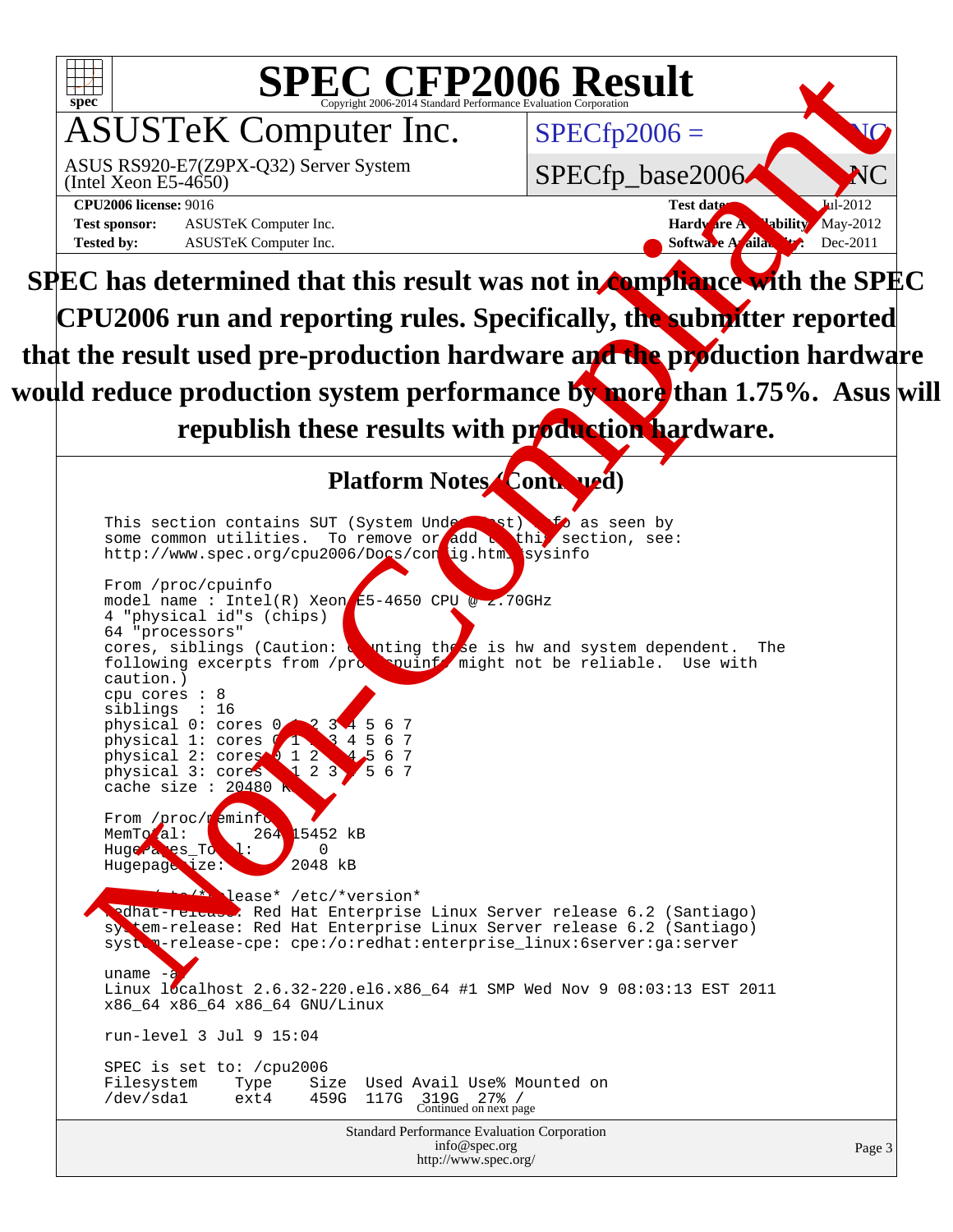# SPEC CFP2006 Result

Copyright 2006-2014 Standard Performance Evaluation Corporation

## ASUSTeK Computer Inc.

ASUS RS920-E7(Z9PX-Q32) Server System (Intel Xeon E5-4650)

SPECfp2006 = NC

SPECfp_base2006 = NC

| | | | |
|---|---|---|---|
| **CPU2006 license:** 9016 | | **Test date:** | Jul-2012 |
| **Test sponsor:** | ASUSTeK Computer Inc. | **Hardware Availability:** | May-2012 |
| **Tested by:** | ASUSTeK Computer Inc. | **Software Availability:** | Dec-2011 |

**SPEC has determined that this result was not in compliance with the SPEC CPU2006 run and reporting rules. Specifically, the submitter reported that the result used pre-production hardware and the production hardware would reduce production system performance by more than 1.75%. Asus will republish these results with production hardware.**

### Platform Notes (Continued)

```
This section contains SUT (System Under Test) info as seen by
some common utilities.  To remove or add to this section, see:
http://www.spec.org/cpu2006/Docs/config.html#sysinfo

From /proc/cpuinfo
model name : Intel(R) Xeon E5-4650 CPU @ 2.70GHz
4 "physical id"s (chips)
64 "processors"
cores, siblings (Caution: counting these is hw and system dependent.  The
following excerpts from /proc/cpuinfo might not be reliable.  Use with
caution.)
cpu cores : 8
siblings  : 16
physical 0: cores 0 1 2 3 4 5 6 7
physical 1: cores 0 1 2 3 4 5 6 7
physical 2: cores 0 1 2 3 4 5 6 7
physical 3: cores 0 1 2 3 4 5 6 7
cache size : 20480 KB

From /proc/meminfo
MemTotal:       264315452 kB
HugePages_Total:       0
Hugepagesize:       2048 kB

/usr/bin/lsb_release -d
/etc/*release* /etc/*version*
redhat-release: Red Hat Enterprise Linux Server release 6.2 (Santiago)
system-release: Red Hat Enterprise Linux Server release 6.2 (Santiago)
system-release-cpe: cpe:/o:redhat:enterprise_linux:6server:ga:server

uname -a:
Linux localhost 2.6.32-220.el6.x86_64 #1 SMP Wed Nov 9 08:03:13 EST 2011
x86_64 x86_64 x86_64 GNU/Linux

run-level 3 Jul 9 15:04

SPEC is set to: /cpu2006
Filesystem    Type    Size  Used Avail Use% Mounted on
/dev/sda1     ext4    459G  117G  319G  27% /
```

Continued on next page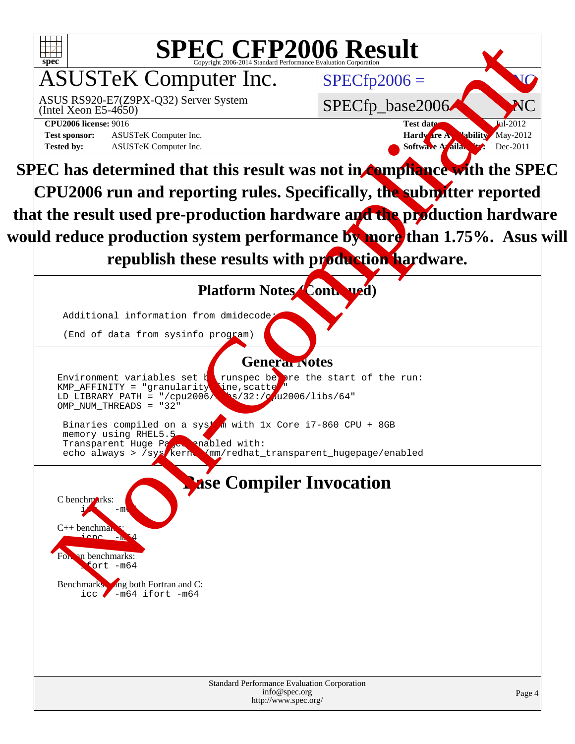# SPEC CFP2006 Result

Copyright 2006-2014 Standard Performance Evaluation Corporation

## ASUSTeK Computer Inc.

ASUS RS920-E7(Z9PX-Q32) Server System
(Intel Xeon E5-4650)

SPECfp2006 = NC

SPECfp_base2006 = NC

**CPU2006 license:** 9016
**Test sponsor:** ASUSTeK Computer Inc.
**Tested by:** ASUSTeK Computer Inc.

**Test date:** Jul-2012
**Hardware Availability:** May-2012
**Software Availability:** Dec-2011

**SPEC has determined that this result was not in compliance with the SPEC CPU2006 run and reporting rules. Specifically, the submitter reported that the result used pre-production hardware and the production hardware would reduce production system performance by more than 1.75%. Asus will republish these results with production hardware.**

### Platform Notes (Continued)

```
Additional information from dmidecode:

(End of data from sysinfo program)
```

### General Notes

```
Environment variables set by runspec before the start of the run:
KMP_AFFINITY = "granularity=fine,scatter"
LD_LIBRARY_PATH = "/cpu2006/libs/32:/cpu2006/libs/64"
OMP_NUM_THREADS = "32"

Binaries compiled on a system with 1x Core i7-860 CPU + 8GB
memory using RHEL5.5
Transparent Huge Pages enabled with:
echo always > /sys/kernel/mm/redhat_transparent_hugepage/enabled
```

### Base Compiler Invocation

C benchmarks:
```
icc -m64
```

C++ benchmarks:
```
icpc -m64
```

Fortran benchmarks:
```
ifort -m64
```

Benchmarks using both Fortran and C:
```
icc -m64 ifort -m64
```

Standard Performance Evaluation Corporation
info@spec.org
http://www.spec.org/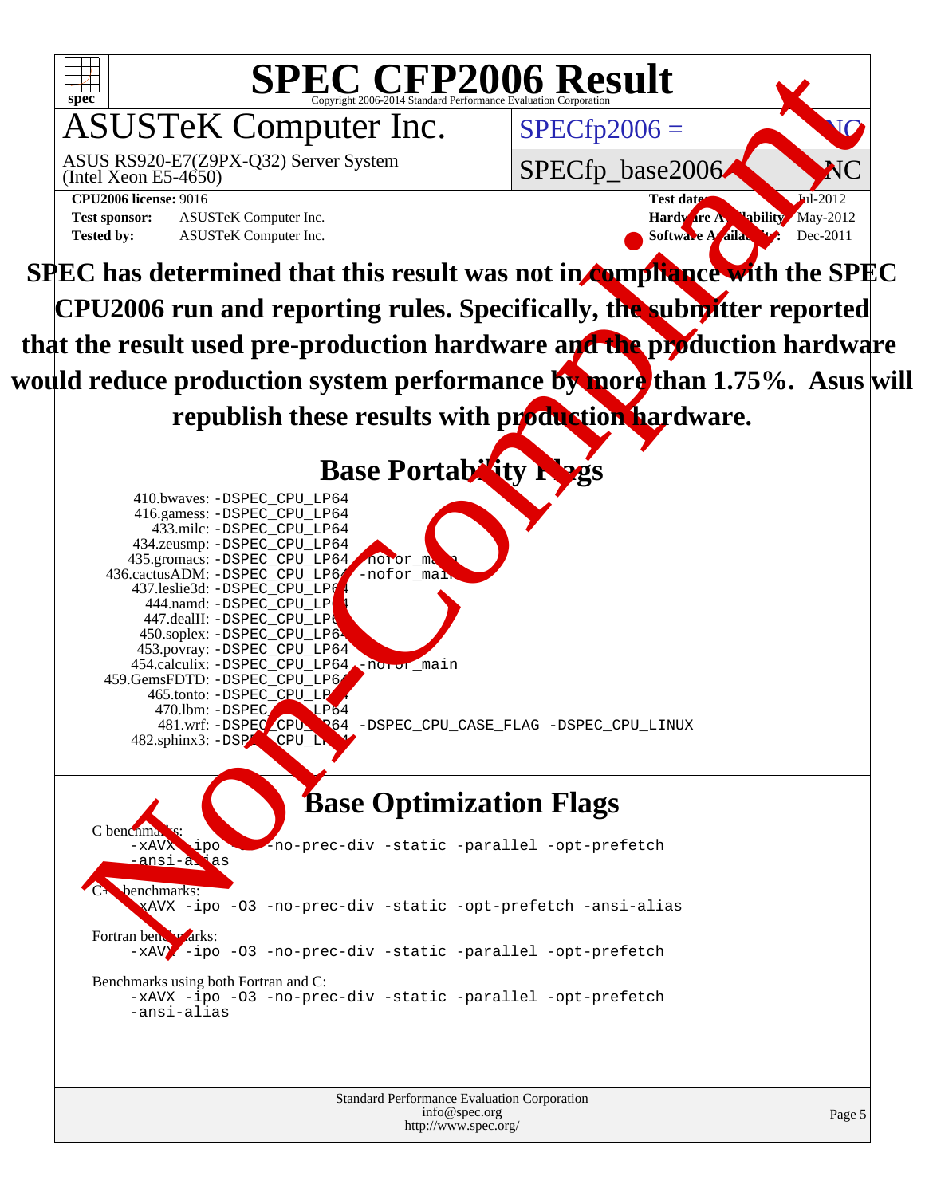# SPEC CFP2006 Result

Copyright 2006-2014 Standard Performance Evaluation Corporation

## ASUSTeK Computer Inc.

ASUS RS920-E7(Z9PX-Q32) Server System
(Intel Xeon E5-4650)

SPECfp2006 = NC

SPECfp_base2006 = NC

**CPU2006 license:** 9016
**Test sponsor:** ASUSTeK Computer Inc.
**Tested by:** ASUSTeK Computer Inc.

**Test date:** Jul-2012
**Hardware Availability:** May-2012
**Software Availability:** Dec-2011

**SPEC has determined that this result was not in compliance with the SPEC CPU2006 run and reporting rules. Specifically, the submitter reported that the result used pre-production hardware and the production hardware would reduce production system performance by more than 1.75%. Asus will republish these results with production hardware.**

## Base Portability Flags

410.bwaves: -DSPEC_CPU_LP64
416.gamess: -DSPEC_CPU_LP64
433.milc: -DSPEC_CPU_LP64
434.zeusmp: -DSPEC_CPU_LP64
435.gromacs: -DSPEC_CPU_LP64 -nofor_main
436.cactusADM: -DSPEC_CPU_LP64 -nofor_main
437.leslie3d: -DSPEC_CPU_LP64
444.namd: -DSPEC_CPU_LP64
447.dealII: -DSPEC_CPU_LP64
450.soplex: -DSPEC_CPU_LP64
453.povray: -DSPEC_CPU_LP64
454.calculix: -DSPEC_CPU_LP64 -nofor_main
459.GemsFDTD: -DSPEC_CPU_LP64
465.tonto: -DSPEC_CPU_LP64
470.lbm: -DSPEC_CPU_LP64
481.wrf: -DSPEC_CPU_LP64 -DSPEC_CPU_CASE_FLAG -DSPEC_CPU_LINUX
482.sphinx3: -DSPEC_CPU_LP64

## Base Optimization Flags

C benchmarks:
-xAVX -ipo -O3 -no-prec-div -static -parallel -opt-prefetch
-ansi-alias

C++ benchmarks:
-xAVX -ipo -O3 -no-prec-div -static -opt-prefetch -ansi-alias

Fortran benchmarks:
-xAVX -ipo -O3 -no-prec-div -static -parallel -opt-prefetch

Benchmarks using both Fortran and C:
-xAVX -ipo -O3 -no-prec-div -static -parallel -opt-prefetch
-ansi-alias

Standard Performance Evaluation Corporation
info@spec.org
http://www.spec.org/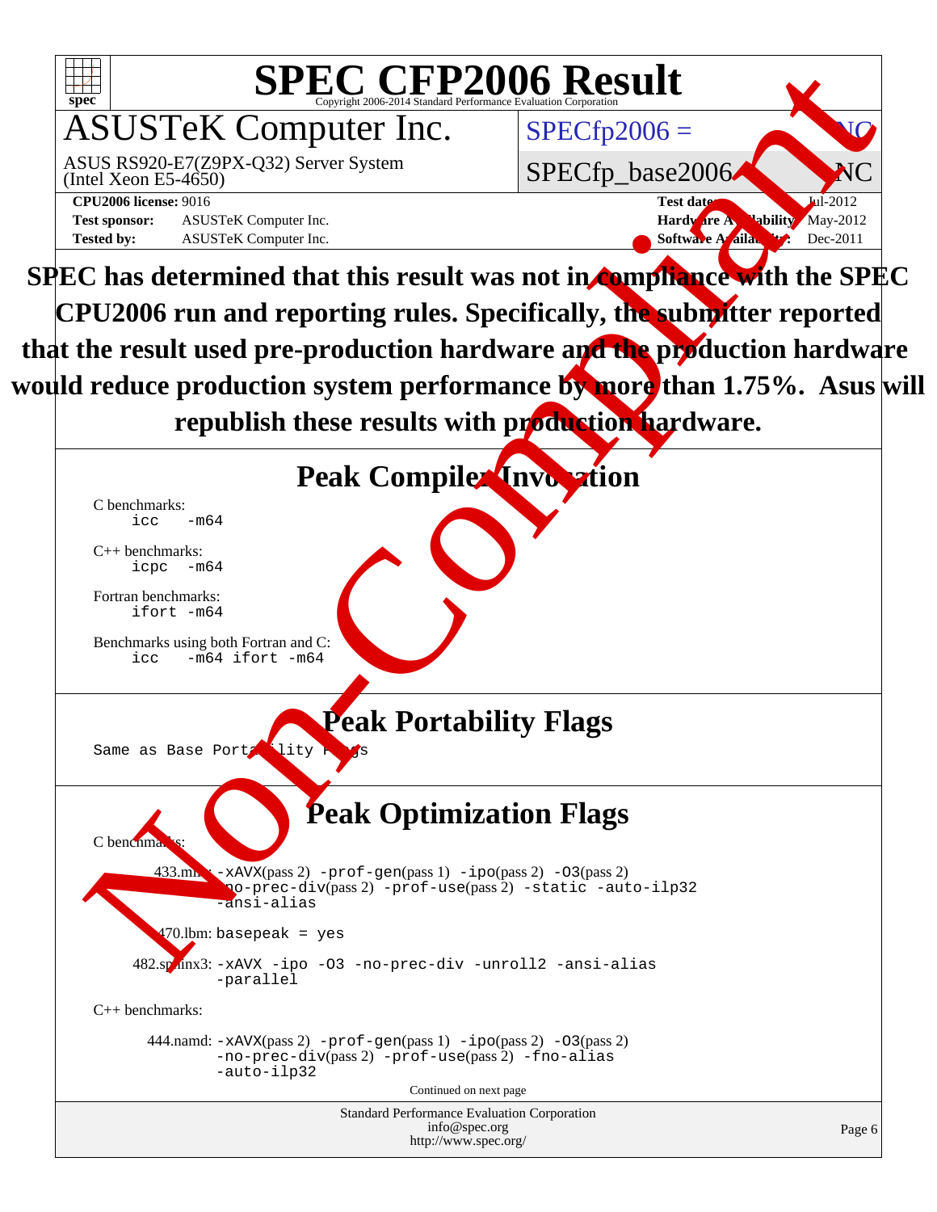# SPEC CFP2006 Result

Copyright 2006-2014 Standard Performance Evaluation Corporation

## ASUSTeK Computer Inc.

ASUS RS920-E7(Z9PX-Q32) Server System
(Intel Xeon E5-4650)

SPECfp2006 = NC

SPECfp_base2006 = NC

**CPU2006 license:** 9016
**Test sponsor:** ASUSTeK Computer Inc.
**Tested by:** ASUSTeK Computer Inc.

**Test date:** Jul-2012
**Hardware Availability:** May-2012
**Software Availability:** Dec-2011

**SPEC has determined that this result was not in compliance with the SPEC CPU2006 run and reporting rules. Specifically, the submitter reported that the result used pre-production hardware and the production hardware would reduce production system performance by more than 1.75%. Asus will republish these results with production hardware.**

## Peak Compiler Invocation

C benchmarks:
```
icc   -m64
```

C++ benchmarks:
```
icpc  -m64
```

Fortran benchmarks:
```
ifort -m64
```

Benchmarks using both Fortran and C:
```
icc   -m64 ifort -m64
```

## Peak Portability Flags

```
Same as Base Portability Flags
```

## Peak Optimization Flags

C benchmarks:

433.milc: `-xAVX`(pass 2) `-prof-gen`(pass 1) `-ipo`(pass 2) `-O3`(pass 2) `-no-prec-div`(pass 2) `-prof-use`(pass 2) `-static -auto-ilp32 -ansi-alias`

470.lbm: `basepeak = yes`

482.sphinx3: `-xAVX -ipo -O3 -no-prec-div -unroll2 -ansi-alias -parallel`

C++ benchmarks:

444.namd: `-xAVX`(pass 2) `-prof-gen`(pass 1) `-ipo`(pass 2) `-O3`(pass 2) `-no-prec-div`(pass 2) `-prof-use`(pass 2) `-fno-alias -auto-ilp32`

Continued on next page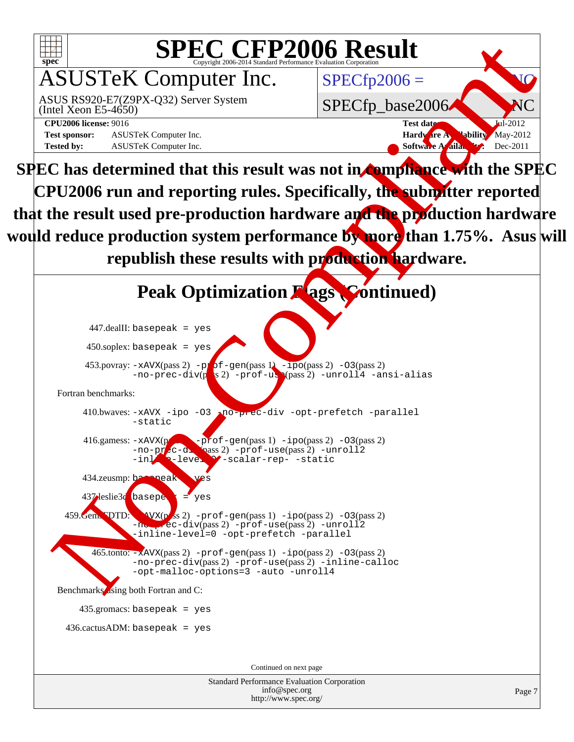# SPEC CFP2006 Result

Copyright 2006-2014 Standard Performance Evaluation Corporation

## ASUSTeK Computer Inc.

ASUS RS920-E7(Z9PX-Q32) Server System
(Intel Xeon E5-4650)

SPECfp2006 = NC

SPECfp_base2006 = NC

**CPU2006 license:** 9016
**Test sponsor:** ASUSTeK Computer Inc.
**Tested by:** ASUSTeK Computer Inc.

**Test date:** Jul-2012
**Hardware Availability:** May-2012
**Software Availability:** Dec-2011

**SPEC has determined that this result was not in compliance with the SPEC CPU2006 run and reporting rules. Specifically, the submitter reported that the result used pre-production hardware and the production hardware would reduce production system performance by more than 1.75%. Asus will republish these results with production hardware.**

## Peak Optimization Flags (Continued)

447.dealII: `basepeak = yes`

450.soplex: `basepeak = yes`

453.povray: `-xAVX`(pass 2) `-prof-gen`(pass 1) `-ipo`(pass 2) `-O3`(pass 2) `-no-prec-div`(pass 2) `-prof-use`(pass 2) `-unroll4` `-ansi-alias`

Fortran benchmarks:

410.bwaves: `-xAVX -ipo -O3 -no-prec-div -opt-prefetch -parallel -static`

416.gamess: `-xAVX`(pass 2) `-prof-gen`(pass 1) `-ipo`(pass 2) `-O3`(pass 2) `-no-prec-div`(pass 2) `-prof-use`(pass 2) `-unroll2` `-inline-level=0` `-scalar-rep-` `-static`

434.zeusmp: `basepeak = yes`

437.leslie3d: `basepeak = yes`

459.GemsFDTD: `-xAVX`(pass 2) `-prof-gen`(pass 1) `-ipo`(pass 2) `-O3`(pass 2) `-no-prec-div`(pass 2) `-prof-use`(pass 2) `-unroll2` `-inline-level=0` `-opt-prefetch` `-parallel`

465.tonto: `-xAVX`(pass 2) `-prof-gen`(pass 1) `-ipo`(pass 2) `-O3`(pass 2) `-no-prec-div`(pass 2) `-prof-use`(pass 2) `-inline-calloc` `-opt-malloc-options=3` `-auto` `-unroll4`

Benchmarks using both Fortran and C:

435.gromacs: `basepeak = yes`

436.cactusADM: `basepeak = yes`

Continued on next page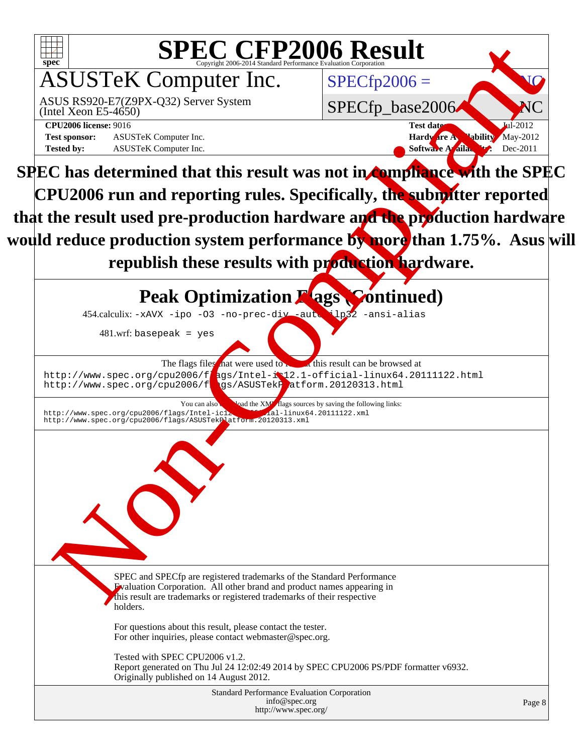# SPEC CFP2006 Result

Copyright 2006-2014 Standard Performance Evaluation Corporation

## ASUSTeK Computer Inc.

ASUS RS920-E7(Z9PX-Q32) Server System
(Intel Xeon E5-4650)

SPECfp2006 = NC

SPECfp_base2006 = NC

**CPU2006 license:** 9016
**Test sponsor:** ASUSTeK Computer Inc.
**Tested by:** ASUSTeK Computer Inc.

**Test date:** Jul-2012
**Hardware Availability:** May-2012
**Software Availability:** Dec-2011

**SPEC has determined that this result was not in compliance with the SPEC CPU2006 run and reporting rules. Specifically, the submitter reported that the result used pre-production hardware and the production hardware would reduce production system performance by more than 1.75%. Asus will republish these results with production hardware.**

## Peak Optimization Flags (Continued)

454.calculix: `-xAVX -ipo -O3 -no-prec-div -auto-ilp32 -ansi-alias`

481.wrf: `basepeak = yes`

The flags files that were used to format this result can be browsed at
http://www.spec.org/cpu2006/flags/Intel-ic12.1-official-linux64.20111122.html
http://www.spec.org/cpu2006/flags/ASUSTekPlatform.20120313.html

You can also download the XML flags sources by saving the following links:
http://www.spec.org/cpu2006/flags/Intel-ic12.1-official-linux64.20111122.xml
http://www.spec.org/cpu2006/flags/ASUSTekPlatform.20120313.xml

SPEC and SPECfp are registered trademarks of the Standard Performance Evaluation Corporation. All other brand and product names appearing in this result are trademarks or registered trademarks of their respective holders.

For questions about this result, please contact the tester.
For other inquiries, please contact webmaster@spec.org.

Tested with SPEC CPU2006 v1.2.
Report generated on Thu Jul 24 12:02:49 2014 by SPEC CPU2006 PS/PDF formatter v6932.
Originally published on 14 August 2012.

Standard Performance Evaluation Corporation
info@spec.org
http://www.spec.org/